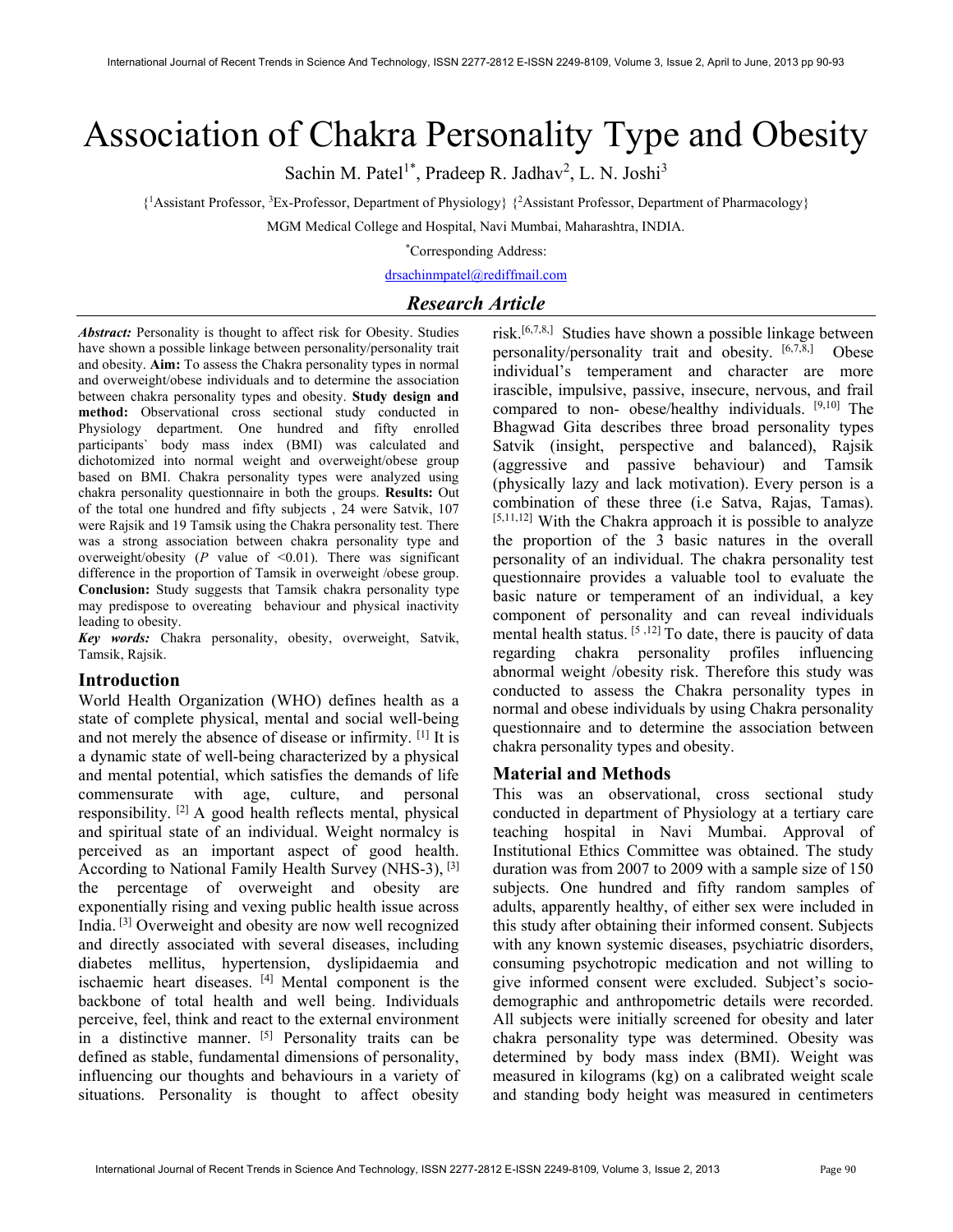# Association of Chakra Personality Type and Obesity

Sachin M. Patel[1*], Pradeep R. Jadhav[2], L. N. Joshi[3]

{[1]Assistant Professor, [3]Ex-Professor, Department of Physiology} {[2]Assistant Professor, Department of Pharmacology}

MGM Medical College and Hospital, Navi Mumbai, Maharashtra, INDIA.

*Corresponding Address:

drsachinmpatel@rediffmail.com

## *Research Article*

***Abstract:*** Personality is thought to affect risk for Obesity. Studies have shown a possible linkage between personality/personality trait and obesity. **Aim:** To assess the Chakra personality types in normal and overweight/obese individuals and to determine the association between chakra personality types and obesity. **Study design and method:** Observational cross sectional study conducted in Physiology department. One hundred and fifty enrolled participants` body mass index (BMI) was calculated and dichotomized into normal weight and overweight/obese group based on BMI. Chakra personality types were analyzed using chakra personality questionnaire in both the groups. **Results:** Out of the total one hundred and fifty subjects , 24 were Satvik, 107 were Rajsik and 19 Tamsik using the Chakra personality test. There was a strong association between chakra personality type and overweight/obesity (*P* value of <0.01). There was significant difference in the proportion of Tamsik in overweight /obese group. **Conclusion:** Study suggests that Tamsik chakra personality type may predispose to overeating behaviour and physical inactivity leading to obesity.

***Key words:*** Chakra personality, obesity, overweight, Satvik, Tamsik, Rajsik.

## Introduction

World Health Organization (WHO) defines health as a state of complete physical, mental and social well-being and not merely the absence of disease or infirmity. [1] It is a dynamic state of well-being characterized by a physical and mental potential, which satisfies the demands of life commensurate with age, culture, and personal responsibility. [2] A good health reflects mental, physical and spiritual state of an individual. Weight normalcy is perceived as an important aspect of good health. According to National Family Health Survey (NHS-3), [3] the percentage of overweight and obesity are exponentially rising and vexing public health issue across India. [3] Overweight and obesity are now well recognized and directly associated with several diseases, including diabetes mellitus, hypertension, dyslipidaemia and ischaemic heart diseases. [4] Mental component is the backbone of total health and well being. Individuals perceive, feel, think and react to the external environment in a distinctive manner. [5] Personality traits can be defined as stable, fundamental dimensions of personality, influencing our thoughts and behaviours in a variety of situations. Personality is thought to affect obesity risk.[6,7,8,] Studies have shown a possible linkage between personality/personality trait and obesity. [6,7,8,] Obese individual's temperament and character are more irascible, impulsive, passive, insecure, nervous, and frail compared to non- obese/healthy individuals. [9,10] The Bhagwad Gita describes three broad personality types Satvik (insight, perspective and balanced), Rajsik (aggressive and passive behaviour) and Tamsik (physically lazy and lack motivation). Every person is a combination of these three (i.e Satva, Rajas, Tamas). [5,11,12] With the Chakra approach it is possible to analyze the proportion of the 3 basic natures in the overall personality of an individual. The chakra personality test questionnaire provides a valuable tool to evaluate the basic nature or temperament of an individual, a key component of personality and can reveal individuals mental health status. [5 ,12] To date, there is paucity of data regarding chakra personality profiles influencing abnormal weight /obesity risk. Therefore this study was conducted to assess the Chakra personality types in normal and obese individuals by using Chakra personality questionnaire and to determine the association between chakra personality types and obesity.

## Material and Methods

This was an observational, cross sectional study conducted in department of Physiology at a tertiary care teaching hospital in Navi Mumbai. Approval of Institutional Ethics Committee was obtained. The study duration was from 2007 to 2009 with a sample size of 150 subjects. One hundred and fifty random samples of adults, apparently healthy, of either sex were included in this study after obtaining their informed consent. Subjects with any known systemic diseases, psychiatric disorders, consuming psychotropic medication and not willing to give informed consent were excluded. Subject's socio-demographic and anthropometric details were recorded. All subjects were initially screened for obesity and later chakra personality type was determined. Obesity was determined by body mass index (BMI). Weight was measured in kilograms (kg) on a calibrated weight scale and standing body height was measured in centimeters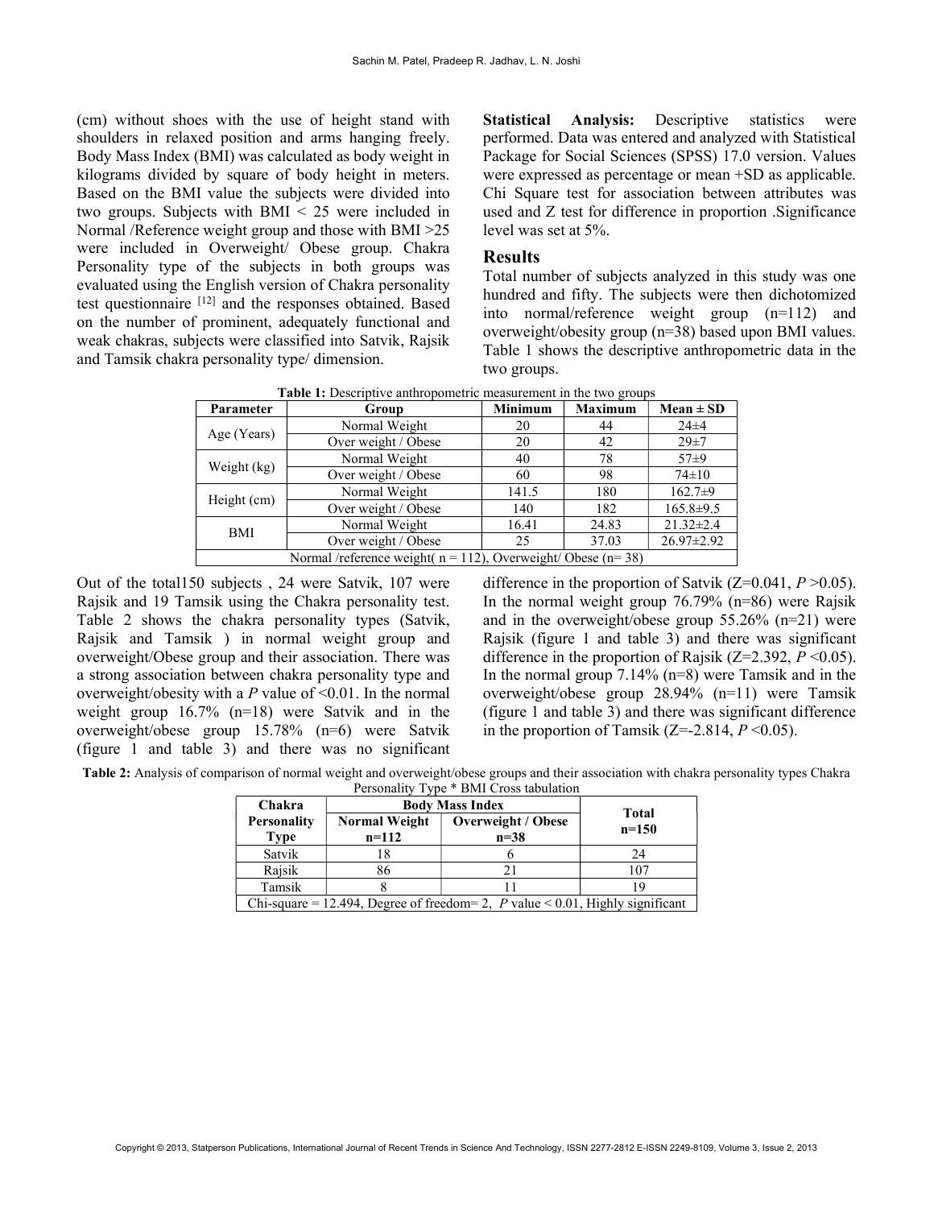(cm) without shoes with the use of height stand with shoulders in relaxed position and arms hanging freely. Body Mass Index (BMI) was calculated as body weight in kilograms divided by square of body height in meters. Based on the BMI value the subjects were divided into two groups. Subjects with BMI < 25 were included in Normal /Reference weight group and those with BMI >25 were included in Overweight/ Obese group. Chakra Personality type of the subjects in both groups was evaluated using the English version of Chakra personality test questionnaire [12] and the responses obtained. Based on the number of prominent, adequately functional and weak chakras, subjects were classified into Satvik, Rajsik and Tamsik chakra personality type/ dimension.

**Statistical Analysis:** Descriptive statistics were performed. Data was entered and analyzed with Statistical Package for Social Sciences (SPSS) 17.0 version. Values were expressed as percentage or mean +SD as applicable. Chi Square test for association between attributes was used and Z test for difference in proportion .Significance level was set at 5%.

## Results

Total number of subjects analyzed in this study was one hundred and fifty. The subjects were then dichotomized into normal/reference weight group (n=112) and overweight/obesity group (n=38) based upon BMI values. Table 1 shows the descriptive anthropometric data in the two groups.

**Table 1:** Descriptive anthropometric measurement in the two groups

| Parameter | Group | Minimum | Maximum | Mean ± SD |
|---|---|---|---|---|
| Age (Years) | Normal Weight | 20 | 44 | 24±4 |
| | Over weight / Obese | 20 | 42 | 29±7 |
| Weight (kg) | Normal Weight | 40 | 78 | 57±9 |
| | Over weight / Obese | 60 | 98 | 74±10 |
| Height (cm) | Normal Weight | 141.5 | 180 | 162.7±9 |
| | Over weight / Obese | 140 | 182 | 165.8±9.5 |
| BMI | Normal Weight | 16.41 | 24.83 | 21.32±2.4 |
| | Over weight / Obese | 25 | 37.03 | 26.97±2.92 |
| Normal /reference weight( n = 112), Overweight/ Obese (n= 38) | | | | |

Out of the total150 subjects , 24 were Satvik, 107 were Rajsik and 19 Tamsik using the Chakra personality test. Table 2 shows the chakra personality types (Satvik, Rajsik and Tamsik ) in normal weight group and overweight/Obese group and their association. There was a strong association between chakra personality type and overweight/obesity with a *P* value of <0.01. In the normal weight group 16.7% (n=18) were Satvik and in the overweight/obese group 15.78% (n=6) were Satvik (figure 1 and table 3) and there was no significant difference in the proportion of Satvik (Z=0.041, *P* >0.05). In the normal weight group 76.79% (n=86) were Rajsik and in the overweight/obese group 55.26% (n=21) were Rajsik (figure 1 and table 3) and there was significant difference in the proportion of Rajsik (Z=2.392, *P* <0.05). In the normal group 7.14% (n=8) were Tamsik and in the overweight/obese group 28.94% (n=11) were Tamsik (figure 1 and table 3) and there was significant difference in the proportion of Tamsik (Z=-2.814, *P* <0.05).

**Table 2:** Analysis of comparison of normal weight and overweight/obese groups and their association with chakra personality types Chakra Personality Type * BMI Cross tabulation

| Chakra Personality Type | Body Mass Index | | Total n=150 |
|---|---|---|---|
| | Normal Weight n=112 | Overweight / Obese n=38 | |
| Satvik | 18 | 6 | 24 |
| Rajsik | 86 | 21 | 107 |
| Tamsik | 8 | 11 | 19 |
| Chi-square = 12.494, Degree of freedom= 2, *P* value < 0.01, Highly significant | | | |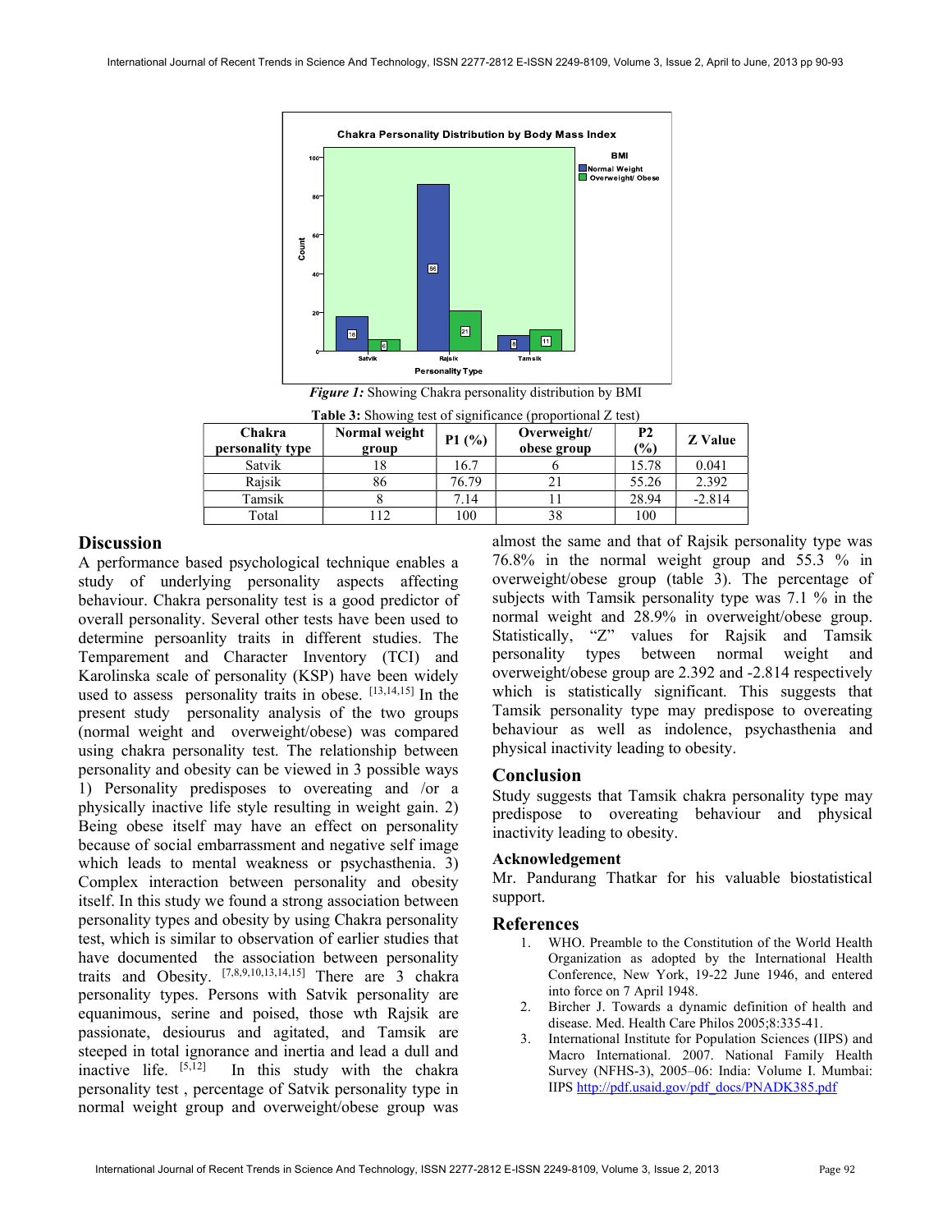*Figure 1:* Showing Chakra personality distribution by BMI

**Table 3:** Showing test of significance (proportional Z test)

| Chakra personality type | Normal weight group | P1 (%) | Overweight/ obese group | P2 (%) | Z Value |
|---|---|---|---|---|---|
| Satvik | 18 | 16.7 | 6 | 15.78 | 0.041 |
| Rajsik | 86 | 76.79 | 21 | 55.26 | 2.392 |
| Tamsik | 8 | 7.14 | 11 | 28.94 | -2.814 |
| Total | 112 | 100 | 38 | 100 | |

## Discussion

A performance based psychological technique enables a study of underlying personality aspects affecting behaviour. Chakra personality test is a good predictor of overall personality. Several other tests have been used to determine persoanlity traits in different studies. The Temparement and Character Inventory (TCI) and Karolinska scale of personality (KSP) have been widely used to assess personality traits in obese. [13,14,15] In the present study personality analysis of the two groups (normal weight and overweight/obese) was compared using chakra personality test. The relationship between personality and obesity can be viewed in 3 possible ways 1) Personality predisposes to overeating and /or a physically inactive life style resulting in weight gain. 2) Being obese itself may have an effect on personality because of social embarrassment and negative self image which leads to mental weakness or psychasthenia. 3) Complex interaction between personality and obesity itself. In this study we found a strong association between personality types and obesity by using Chakra personality test, which is similar to observation of earlier studies that have documented the association between personality traits and Obesity. [7,8,9,10,13,14,15] There are 3 chakra personality types. Persons with Satvik personality are equanimous, serine and poised, those wth Rajsik are passionate, desiourus and agitated, and Tamsik are steeped in total ignorance and inertia and lead a dull and inactive life. [5,12] In this study with the chakra personality test , percentage of Satvik personality type in normal weight group and overweight/obese group was almost the same and that of Rajsik personality type was 76.8% in the normal weight group and 55.3 % in overweight/obese group (table 3). The percentage of subjects with Tamsik personality type was 7.1 % in the normal weight and 28.9% in overweight/obese group. Statistically, "Z" values for Rajsik and Tamsik personality types between normal weight and overweight/obese group are 2.392 and -2.814 respectively which is statistically significant. This suggests that Tamsik personality type may predispose to overeating behaviour as well as indolence, psychasthenia and physical inactivity leading to obesity.

## Conclusion

Study suggests that Tamsik chakra personality type may predispose to overeating behaviour and physical inactivity leading to obesity.

### Acknowledgement

Mr. Pandurang Thatkar for his valuable biostatistical support.

## References

1. WHO. Preamble to the Constitution of the World Health Organization as adopted by the International Health Conference, New York, 19-22 June 1946, and entered into force on 7 April 1948.
2. Bircher J. Towards a dynamic definition of health and disease. Med. Health Care Philos 2005;8:335-41.
3. International Institute for Population Sciences (IIPS) and Macro International. 2007. National Family Health Survey (NFHS-3), 2005–06: India: Volume I. Mumbai: IIPS http://pdf.usaid.gov/pdf_docs/PNADK385.pdf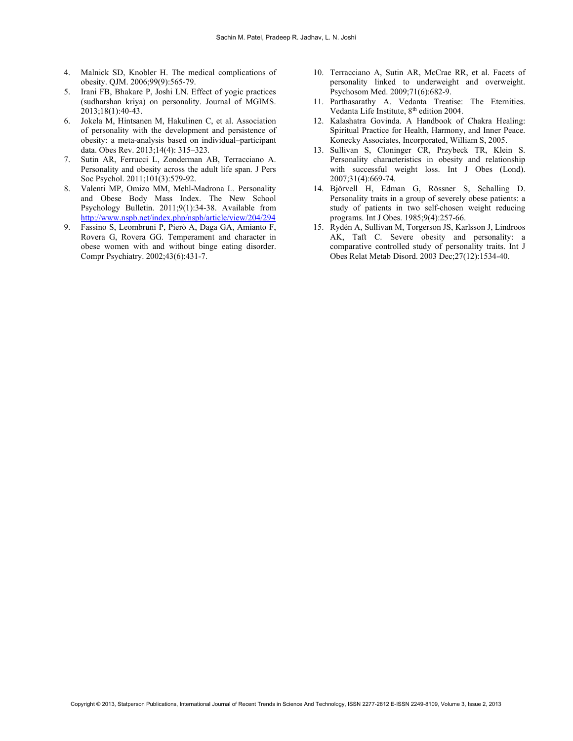4. Malnick SD, Knobler H. The medical complications of obesity. QJM. 2006;99(9):565-79.
5. Irani FB, Bhakare P, Joshi LN. Effect of yogic practices (sudharshan kriya) on personality. Journal of MGIMS. 2013;18(1):40-43.
6. Jokela M, Hintsanen M, Hakulinen C, et al. Association of personality with the development and persistence of obesity: a meta-analysis based on individual–participant data. Obes Rev. 2013;14(4): 315–323.
7. Sutin AR, Ferrucci L, Zonderman AB, Terracciano A. Personality and obesity across the adult life span. J Pers Soc Psychol. 2011;101(3):579-92.
8. Valenti MP, Omizo MM, Mehl-Madrona L. Personality and Obese Body Mass Index. The New School Psychology Bulletin. 2011;9(1):34-38. Available from http://www.nspb.net/index.php/nspb/article/view/204/294
9. Fassino S, Leombruni P, Pierò A, Daga GA, Amianto F, Rovera G, Rovera GG. Temperament and character in obese women with and without binge eating disorder. Compr Psychiatry. 2002;43(6):431-7.
10. Terracciano A, Sutin AR, McCrae RR, et al. Facets of personality linked to underweight and overweight. Psychosom Med. 2009;71(6):682-9.
11. Parthasarathy A. Vedanta Treatise: The Eternities. Vedanta Life Institute, 8th edition 2004.
12. Kalashatra Govinda. A Handbook of Chakra Healing: Spiritual Practice for Health, Harmony, and Inner Peace. Konecky Associates, Incorporated, William S, 2005.
13. Sullivan S, Cloninger CR, Przybeck TR, Klein S. Personality characteristics in obesity and relationship with successful weight loss. Int J Obes (Lond). 2007;31(4):669-74.
14. Björvell H, Edman G, Rössner S, Schalling D. Personality traits in a group of severely obese patients: a study of patients in two self-chosen weight reducing programs. Int J Obes. 1985;9(4):257-66.
15. Rydén A, Sullivan M, Torgerson JS, Karlsson J, Lindroos AK, Taft C. Severe obesity and personality: a comparative controlled study of personality traits. Int J Obes Relat Metab Disord. 2003 Dec;27(12):1534-40.